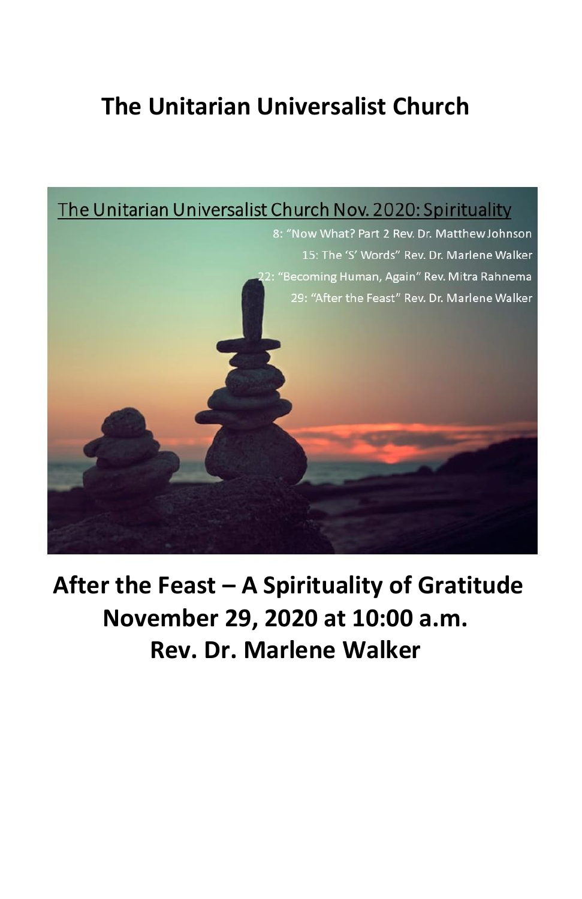# The Unitarian Universalist Church

The Unitarian Universalist Church Nov. 2020: Spirituality

8: "Now What? Part 2 Rev. Dr. Matthew Johnson

15: The 'S' Words" Rev. Dr. Marlene Walker

22: "Becoming Human, Again" Rev. Mitra Rahnema

29: "After the Feast" Rev. Dr. Marlene Walker

## After the Feast – A Spirituality of Gratitude
## November 29, 2020 at 10:00 a.m.
## Rev. Dr. Marlene Walker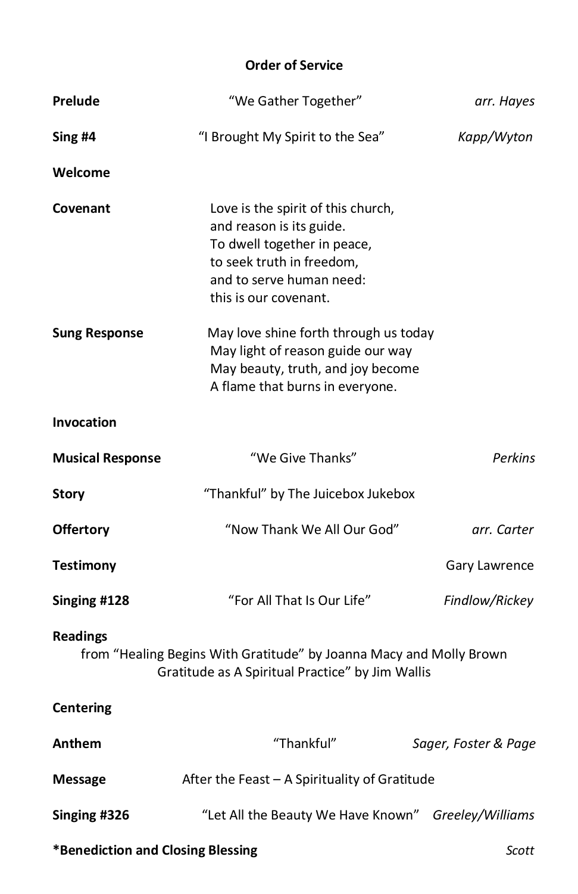## Order of Service

| | | |
|---|---|---|
| **Prelude** | "We Gather Together" | *arr. Hayes* |
| **Sing #4** | "I Brought My Spirit to the Sea" | *Kapp/Wyton* |
| **Welcome** | | |
| **Covenant** | Love is the spirit of this church,<br>and reason is its guide.<br>To dwell together in peace,<br>to seek truth in freedom,<br>and to serve human need:<br>this is our covenant. | |
| **Sung Response** | May love shine forth through us today<br>May light of reason guide our way<br>May beauty, truth, and joy become<br>A flame that burns in everyone. | |
| **Invocation** | | |
| **Musical Response** | "We Give Thanks" | *Perkins* |
| **Story** | "Thankful" by The Juicebox Jukebox | |
| **Offertory** | "Now Thank We All Our God" | *arr. Carter* |
| **Testimony** | | Gary Lawrence |
| **Singing #128** | "For All That Is Our Life" | *Findlow/Rickey* |

**Readings**

from "Healing Begins With Gratitude" by Joanna Macy and Molly Brown

Gratitude as A Spiritual Practice" by Jim Wallis

| | | |
|---|---|---|
| **Centering** | | |
| **Anthem** | "Thankful" | *Sager, Foster & Page* |
| **Message** | After the Feast – A Spirituality of Gratitude | |
| **Singing #326** | "Let All the Beauty We Have Known" | *Greeley/Williams* |
| ***Benediction and Closing Blessing** | | *Scott* |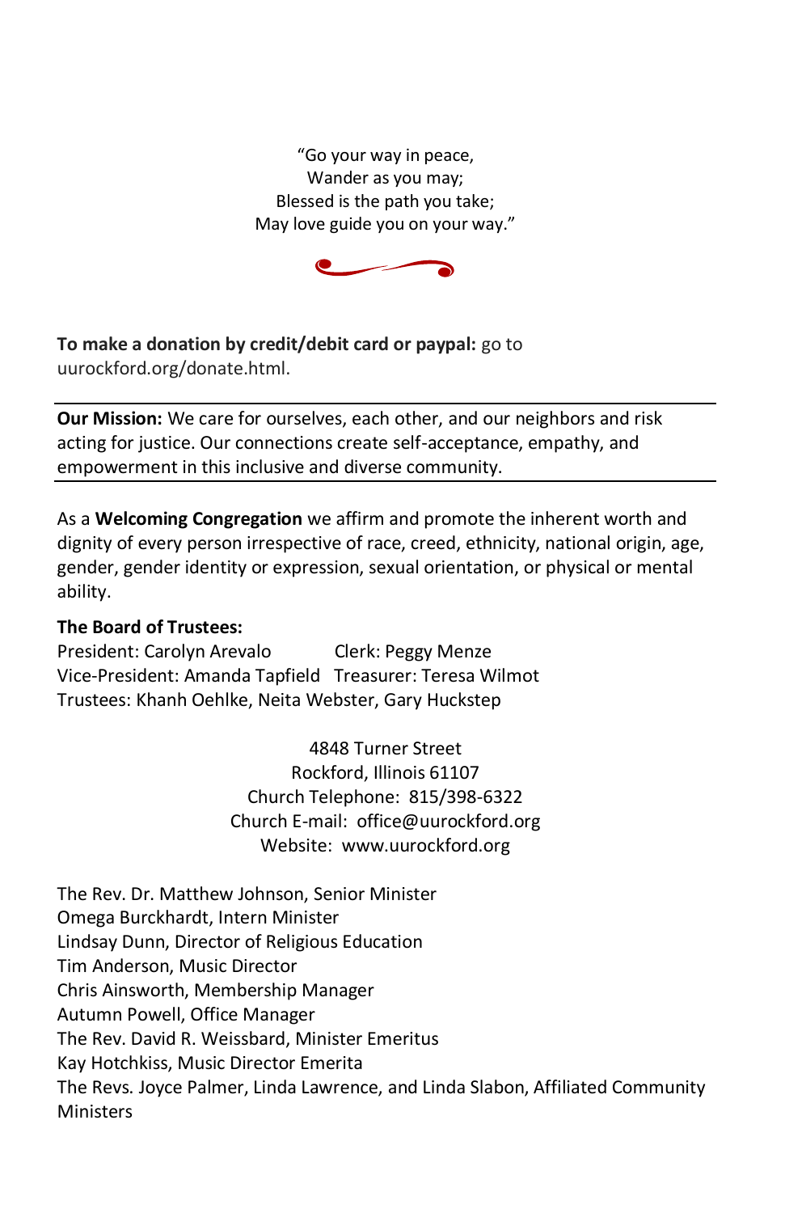"Go your way in peace,
Wander as you may;
Blessed is the path you take;
May love guide you on your way."

**To make a donation by credit/debit card or paypal:** go to uurockford.org/donate.html.

---

**Our Mission:** We care for ourselves, each other, and our neighbors and risk acting for justice. Our connections create self-acceptance, empathy, and empowerment in this inclusive and diverse community.

---

As a **Welcoming Congregation** we affirm and promote the inherent worth and dignity of every person irrespective of race, creed, ethnicity, national origin, age, gender, gender identity or expression, sexual orientation, or physical or mental ability.

**The Board of Trustees:**
President: Carolyn Arevalo
Clerk: Peggy Menze
Vice-President: Amanda Tapfield
Treasurer: Teresa Wilmot
Trustees: Khanh Oehlke, Neita Webster, Gary Huckstep

4848 Turner Street
Rockford, Illinois 61107
Church Telephone: 815/398-6322
Church E-mail: office@uurockford.org
Website: www.uurockford.org

The Rev. Dr. Matthew Johnson, Senior Minister
Omega Burckhardt, Intern Minister
Lindsay Dunn, Director of Religious Education
Tim Anderson, Music Director
Chris Ainsworth, Membership Manager
Autumn Powell, Office Manager
The Rev. David R. Weissbard, Minister Emeritus
Kay Hotchkiss, Music Director Emerita
The Revs. Joyce Palmer, Linda Lawrence, and Linda Slabon, Affiliated Community Ministers